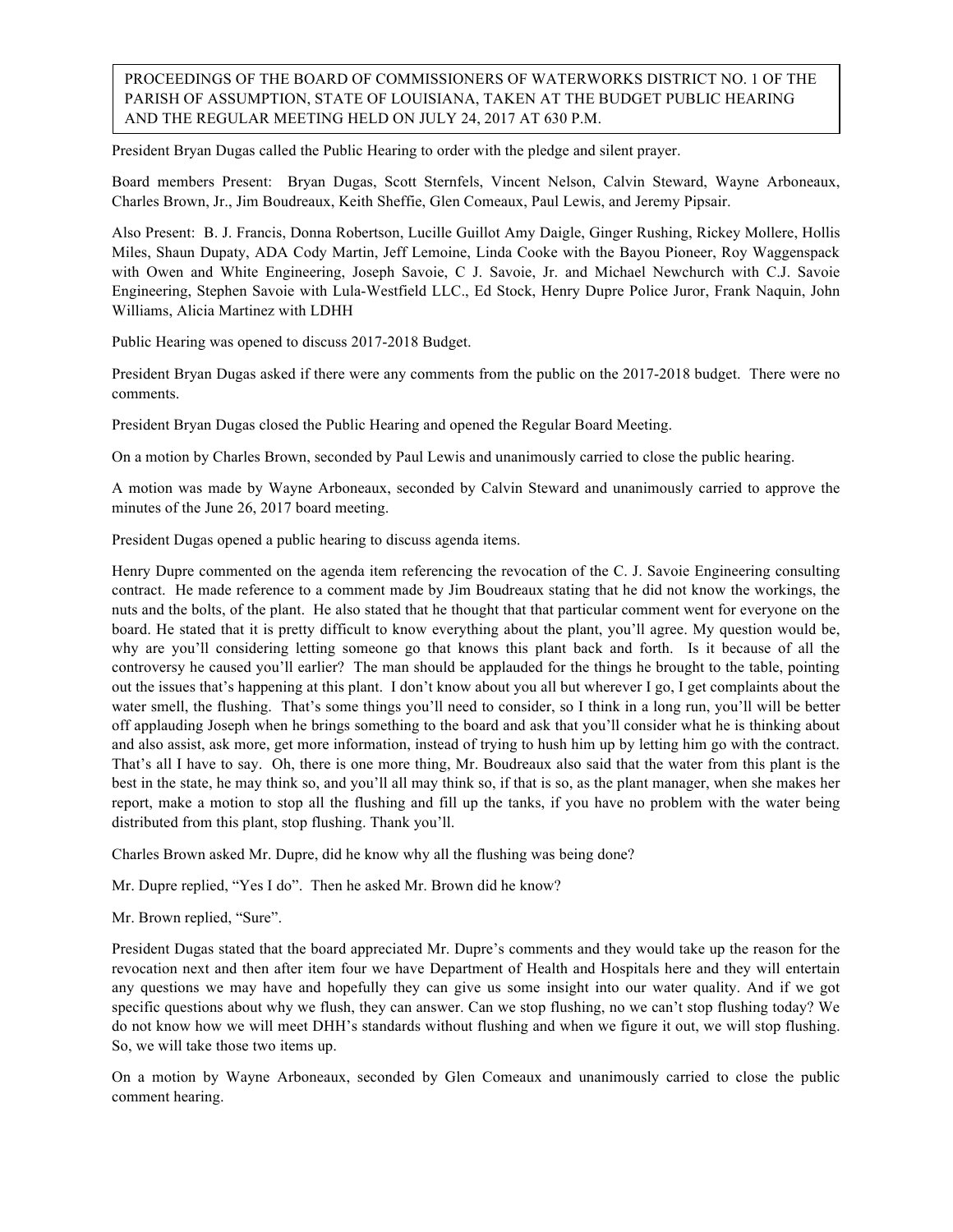PROCEEDINGS OF THE BOARD OF COMMISSIONERS OF WATERWORKS DISTRICT NO. 1 OF THE PARISH OF ASSUMPTION, STATE OF LOUISIANA, TAKEN AT THE BUDGET PUBLIC HEARING AND THE REGULAR MEETING HELD ON JULY 24, 2017 AT 630 P.M.

President Bryan Dugas called the Public Hearing to order with the pledge and silent prayer.

Board members Present: Bryan Dugas, Scott Sternfels, Vincent Nelson, Calvin Steward, Wayne Arboneaux, Charles Brown, Jr., Jim Boudreaux, Keith Sheffie, Glen Comeaux, Paul Lewis, and Jeremy Pipsair.

Also Present: B. J. Francis, Donna Robertson, Lucille Guillot Amy Daigle, Ginger Rushing, Rickey Mollere, Hollis Miles, Shaun Dupaty, ADA Cody Martin, Jeff Lemoine, Linda Cooke with the Bayou Pioneer, Roy Waggenspack with Owen and White Engineering, Joseph Savoie, C J. Savoie, Jr. and Michael Newchurch with C.J. Savoie Engineering, Stephen Savoie with Lula-Westfield LLC., Ed Stock, Henry Dupre Police Juror, Frank Naquin, John Williams, Alicia Martinez with LDHH

Public Hearing was opened to discuss 2017-2018 Budget.

President Bryan Dugas asked if there were any comments from the public on the 2017-2018 budget. There were no comments.

President Bryan Dugas closed the Public Hearing and opened the Regular Board Meeting.

On a motion by Charles Brown, seconded by Paul Lewis and unanimously carried to close the public hearing.

A motion was made by Wayne Arboneaux, seconded by Calvin Steward and unanimously carried to approve the minutes of the June 26, 2017 board meeting.

President Dugas opened a public hearing to discuss agenda items.

Henry Dupre commented on the agenda item referencing the revocation of the C. J. Savoie Engineering consulting contract. He made reference to a comment made by Jim Boudreaux stating that he did not know the workings, the nuts and the bolts, of the plant. He also stated that he thought that that particular comment went for everyone on the board. He stated that it is pretty difficult to know everything about the plant, you'll agree. My question would be, why are you'll considering letting someone go that knows this plant back and forth. Is it because of all the controversy he caused you'll earlier? The man should be applauded for the things he brought to the table, pointing out the issues that's happening at this plant. I don't know about you all but wherever I go, I get complaints about the water smell, the flushing. That's some things you'll need to consider, so I think in a long run, you'll will be better off applauding Joseph when he brings something to the board and ask that you'll consider what he is thinking about and also assist, ask more, get more information, instead of trying to hush him up by letting him go with the contract. That's all I have to say. Oh, there is one more thing, Mr. Boudreaux also said that the water from this plant is the best in the state, he may think so, and you'll all may think so, if that is so, as the plant manager, when she makes her report, make a motion to stop all the flushing and fill up the tanks, if you have no problem with the water being distributed from this plant, stop flushing. Thank you'll.

Charles Brown asked Mr. Dupre, did he know why all the flushing was being done?

Mr. Dupre replied, "Yes I do". Then he asked Mr. Brown did he know?

Mr. Brown replied, "Sure".

President Dugas stated that the board appreciated Mr. Dupre's comments and they would take up the reason for the revocation next and then after item four we have Department of Health and Hospitals here and they will entertain any questions we may have and hopefully they can give us some insight into our water quality. And if we got specific questions about why we flush, they can answer. Can we stop flushing, no we can't stop flushing today? We do not know how we will meet DHH's standards without flushing and when we figure it out, we will stop flushing. So, we will take those two items up.

On a motion by Wayne Arboneaux, seconded by Glen Comeaux and unanimously carried to close the public comment hearing.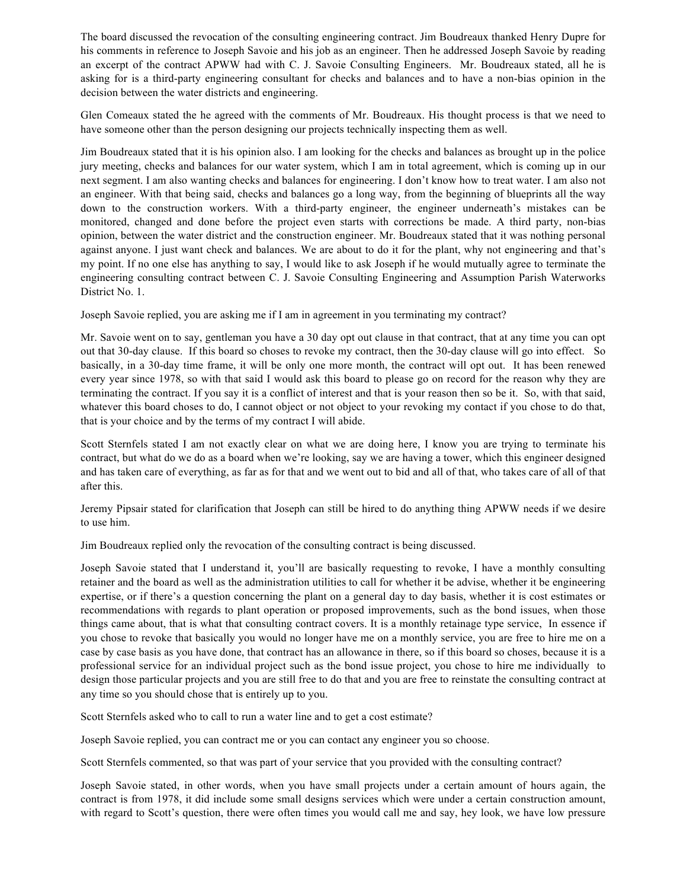The board discussed the revocation of the consulting engineering contract. Jim Boudreaux thanked Henry Dupre for his comments in reference to Joseph Savoie and his job as an engineer. Then he addressed Joseph Savoie by reading an excerpt of the contract APWW had with C. J. Savoie Consulting Engineers. Mr. Boudreaux stated, all he is asking for is a third-party engineering consultant for checks and balances and to have a non-bias opinion in the decision between the water districts and engineering.

Glen Comeaux stated the he agreed with the comments of Mr. Boudreaux. His thought process is that we need to have someone other than the person designing our projects technically inspecting them as well.

Jim Boudreaux stated that it is his opinion also. I am looking for the checks and balances as brought up in the police jury meeting, checks and balances for our water system, which I am in total agreement, which is coming up in our next segment. I am also wanting checks and balances for engineering. I don't know how to treat water. I am also not an engineer. With that being said, checks and balances go a long way, from the beginning of blueprints all the way down to the construction workers. With a third-party engineer, the engineer underneath's mistakes can be monitored, changed and done before the project even starts with corrections be made. A third party, non-bias opinion, between the water district and the construction engineer. Mr. Boudreaux stated that it was nothing personal against anyone. I just want check and balances. We are about to do it for the plant, why not engineering and that's my point. If no one else has anything to say, I would like to ask Joseph if he would mutually agree to terminate the engineering consulting contract between C. J. Savoie Consulting Engineering and Assumption Parish Waterworks District No. 1.

Joseph Savoie replied, you are asking me if I am in agreement in you terminating my contract?

Mr. Savoie went on to say, gentleman you have a 30 day opt out clause in that contract, that at any time you can opt out that 30-day clause. If this board so choses to revoke my contract, then the 30-day clause will go into effect. So basically, in a 30-day time frame, it will be only one more month, the contract will opt out. It has been renewed every year since 1978, so with that said I would ask this board to please go on record for the reason why they are terminating the contract. If you say it is a conflict of interest and that is your reason then so be it. So, with that said, whatever this board choses to do, I cannot object or not object to your revoking my contact if you chose to do that, that is your choice and by the terms of my contract I will abide.

Scott Sternfels stated I am not exactly clear on what we are doing here, I know you are trying to terminate his contract, but what do we do as a board when we're looking, say we are having a tower, which this engineer designed and has taken care of everything, as far as for that and we went out to bid and all of that, who takes care of all of that after this.

Jeremy Pipsair stated for clarification that Joseph can still be hired to do anything thing APWW needs if we desire to use him.

Jim Boudreaux replied only the revocation of the consulting contract is being discussed.

Joseph Savoie stated that I understand it, you'll are basically requesting to revoke, I have a monthly consulting retainer and the board as well as the administration utilities to call for whether it be advise, whether it be engineering expertise, or if there's a question concerning the plant on a general day to day basis, whether it is cost estimates or recommendations with regards to plant operation or proposed improvements, such as the bond issues, when those things came about, that is what that consulting contract covers. It is a monthly retainage type service, In essence if you chose to revoke that basically you would no longer have me on a monthly service, you are free to hire me on a case by case basis as you have done, that contract has an allowance in there, so if this board so choses, because it is a professional service for an individual project such as the bond issue project, you chose to hire me individually to design those particular projects and you are still free to do that and you are free to reinstate the consulting contract at any time so you should chose that is entirely up to you.

Scott Sternfels asked who to call to run a water line and to get a cost estimate?

Joseph Savoie replied, you can contract me or you can contact any engineer you so choose.

Scott Sternfels commented, so that was part of your service that you provided with the consulting contract?

Joseph Savoie stated, in other words, when you have small projects under a certain amount of hours again, the contract is from 1978, it did include some small designs services which were under a certain construction amount, with regard to Scott's question, there were often times you would call me and say, hey look, we have low pressure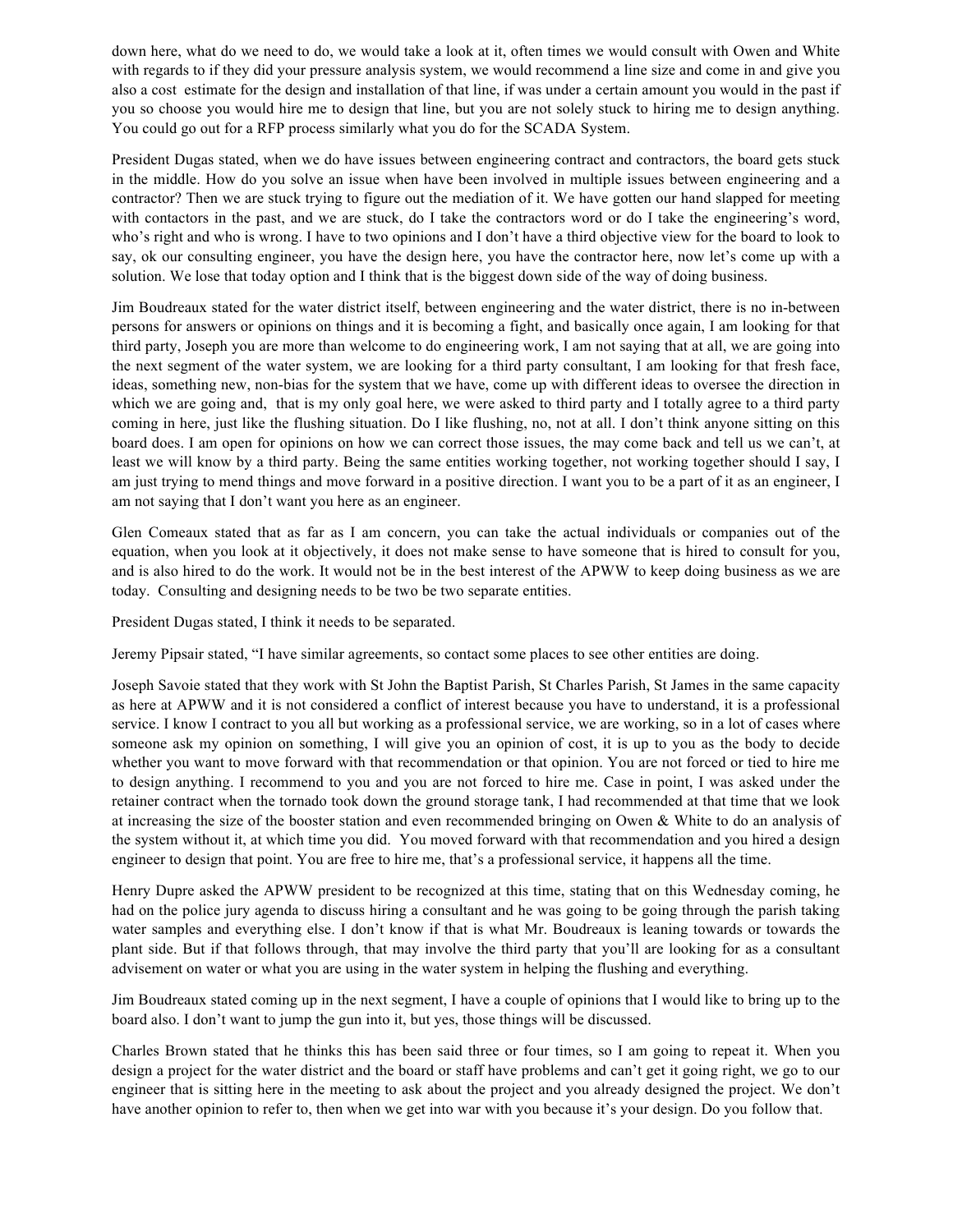down here, what do we need to do, we would take a look at it, often times we would consult with Owen and White with regards to if they did your pressure analysis system, we would recommend a line size and come in and give you also a cost estimate for the design and installation of that line, if was under a certain amount you would in the past if you so choose you would hire me to design that line, but you are not solely stuck to hiring me to design anything. You could go out for a RFP process similarly what you do for the SCADA System.

President Dugas stated, when we do have issues between engineering contract and contractors, the board gets stuck in the middle. How do you solve an issue when have been involved in multiple issues between engineering and a contractor? Then we are stuck trying to figure out the mediation of it. We have gotten our hand slapped for meeting with contactors in the past, and we are stuck, do I take the contractors word or do I take the engineering's word, who's right and who is wrong. I have to two opinions and I don't have a third objective view for the board to look to say, ok our consulting engineer, you have the design here, you have the contractor here, now let's come up with a solution. We lose that today option and I think that is the biggest down side of the way of doing business.

Jim Boudreaux stated for the water district itself, between engineering and the water district, there is no in-between persons for answers or opinions on things and it is becoming a fight, and basically once again, I am looking for that third party, Joseph you are more than welcome to do engineering work, I am not saying that at all, we are going into the next segment of the water system, we are looking for a third party consultant, I am looking for that fresh face, ideas, something new, non-bias for the system that we have, come up with different ideas to oversee the direction in which we are going and, that is my only goal here, we were asked to third party and I totally agree to a third party coming in here, just like the flushing situation. Do I like flushing, no, not at all. I don't think anyone sitting on this board does. I am open for opinions on how we can correct those issues, the may come back and tell us we can't, at least we will know by a third party. Being the same entities working together, not working together should I say, I am just trying to mend things and move forward in a positive direction. I want you to be a part of it as an engineer, I am not saying that I don't want you here as an engineer.

Glen Comeaux stated that as far as I am concern, you can take the actual individuals or companies out of the equation, when you look at it objectively, it does not make sense to have someone that is hired to consult for you, and is also hired to do the work. It would not be in the best interest of the APWW to keep doing business as we are today. Consulting and designing needs to be two be two separate entities.

President Dugas stated, I think it needs to be separated.

Jeremy Pipsair stated, "I have similar agreements, so contact some places to see other entities are doing.

Joseph Savoie stated that they work with St John the Baptist Parish, St Charles Parish, St James in the same capacity as here at APWW and it is not considered a conflict of interest because you have to understand, it is a professional service. I know I contract to you all but working as a professional service, we are working, so in a lot of cases where someone ask my opinion on something, I will give you an opinion of cost, it is up to you as the body to decide whether you want to move forward with that recommendation or that opinion. You are not forced or tied to hire me to design anything. I recommend to you and you are not forced to hire me. Case in point, I was asked under the retainer contract when the tornado took down the ground storage tank, I had recommended at that time that we look at increasing the size of the booster station and even recommended bringing on Owen & White to do an analysis of the system without it, at which time you did. You moved forward with that recommendation and you hired a design engineer to design that point. You are free to hire me, that's a professional service, it happens all the time.

Henry Dupre asked the APWW president to be recognized at this time, stating that on this Wednesday coming, he had on the police jury agenda to discuss hiring a consultant and he was going to be going through the parish taking water samples and everything else. I don't know if that is what Mr. Boudreaux is leaning towards or towards the plant side. But if that follows through, that may involve the third party that you'll are looking for as a consultant advisement on water or what you are using in the water system in helping the flushing and everything.

Jim Boudreaux stated coming up in the next segment, I have a couple of opinions that I would like to bring up to the board also. I don't want to jump the gun into it, but yes, those things will be discussed.

Charles Brown stated that he thinks this has been said three or four times, so I am going to repeat it. When you design a project for the water district and the board or staff have problems and can't get it going right, we go to our engineer that is sitting here in the meeting to ask about the project and you already designed the project. We don't have another opinion to refer to, then when we get into war with you because it's your design. Do you follow that.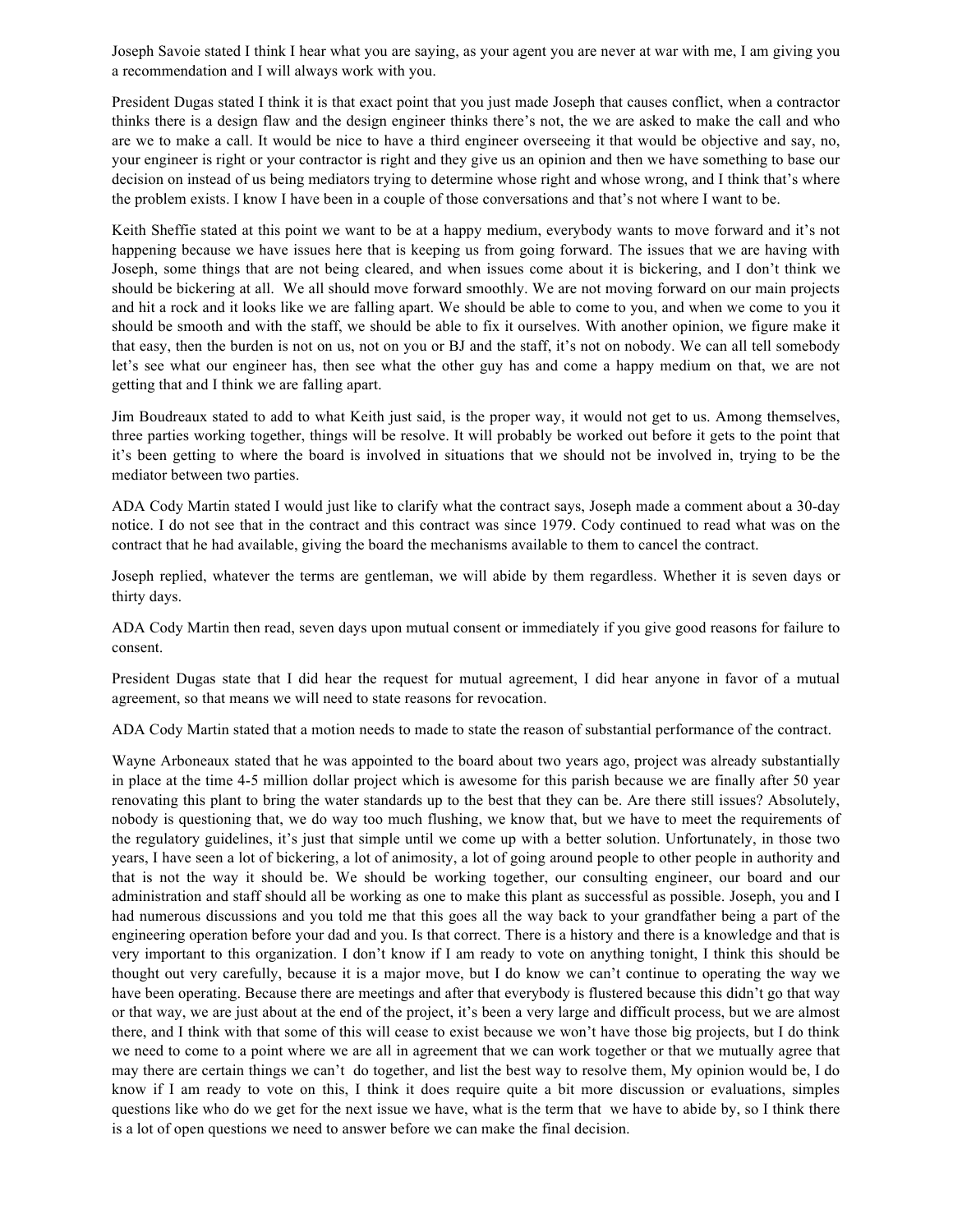Joseph Savoie stated I think I hear what you are saying, as your agent you are never at war with me, I am giving you a recommendation and I will always work with you.

President Dugas stated I think it is that exact point that you just made Joseph that causes conflict, when a contractor thinks there is a design flaw and the design engineer thinks there's not, the we are asked to make the call and who are we to make a call. It would be nice to have a third engineer overseeing it that would be objective and say, no, your engineer is right or your contractor is right and they give us an opinion and then we have something to base our decision on instead of us being mediators trying to determine whose right and whose wrong, and I think that's where the problem exists. I know I have been in a couple of those conversations and that's not where I want to be.

Keith Sheffie stated at this point we want to be at a happy medium, everybody wants to move forward and it's not happening because we have issues here that is keeping us from going forward. The issues that we are having with Joseph, some things that are not being cleared, and when issues come about it is bickering, and I don't think we should be bickering at all. We all should move forward smoothly. We are not moving forward on our main projects and hit a rock and it looks like we are falling apart. We should be able to come to you, and when we come to you it should be smooth and with the staff, we should be able to fix it ourselves. With another opinion, we figure make it that easy, then the burden is not on us, not on you or BJ and the staff, it's not on nobody. We can all tell somebody let's see what our engineer has, then see what the other guy has and come a happy medium on that, we are not getting that and I think we are falling apart.

Jim Boudreaux stated to add to what Keith just said, is the proper way, it would not get to us. Among themselves, three parties working together, things will be resolve. It will probably be worked out before it gets to the point that it's been getting to where the board is involved in situations that we should not be involved in, trying to be the mediator between two parties.

ADA Cody Martin stated I would just like to clarify what the contract says, Joseph made a comment about a 30-day notice. I do not see that in the contract and this contract was since 1979. Cody continued to read what was on the contract that he had available, giving the board the mechanisms available to them to cancel the contract.

Joseph replied, whatever the terms are gentleman, we will abide by them regardless. Whether it is seven days or thirty days.

ADA Cody Martin then read, seven days upon mutual consent or immediately if you give good reasons for failure to consent.

President Dugas state that I did hear the request for mutual agreement, I did hear anyone in favor of a mutual agreement, so that means we will need to state reasons for revocation.

ADA Cody Martin stated that a motion needs to made to state the reason of substantial performance of the contract.

Wayne Arboneaux stated that he was appointed to the board about two years ago, project was already substantially in place at the time 4-5 million dollar project which is awesome for this parish because we are finally after 50 year renovating this plant to bring the water standards up to the best that they can be. Are there still issues? Absolutely, nobody is questioning that, we do way too much flushing, we know that, but we have to meet the requirements of the regulatory guidelines, it's just that simple until we come up with a better solution. Unfortunately, in those two years, I have seen a lot of bickering, a lot of animosity, a lot of going around people to other people in authority and that is not the way it should be. We should be working together, our consulting engineer, our board and our administration and staff should all be working as one to make this plant as successful as possible. Joseph, you and I had numerous discussions and you told me that this goes all the way back to your grandfather being a part of the engineering operation before your dad and you. Is that correct. There is a history and there is a knowledge and that is very important to this organization. I don't know if I am ready to vote on anything tonight, I think this should be thought out very carefully, because it is a major move, but I do know we can't continue to operating the way we have been operating. Because there are meetings and after that everybody is flustered because this didn't go that way or that way, we are just about at the end of the project, it's been a very large and difficult process, but we are almost there, and I think with that some of this will cease to exist because we won't have those big projects, but I do think we need to come to a point where we are all in agreement that we can work together or that we mutually agree that may there are certain things we can't do together, and list the best way to resolve them, My opinion would be, I do know if I am ready to vote on this, I think it does require quite a bit more discussion or evaluations, simples questions like who do we get for the next issue we have, what is the term that we have to abide by, so I think there is a lot of open questions we need to answer before we can make the final decision.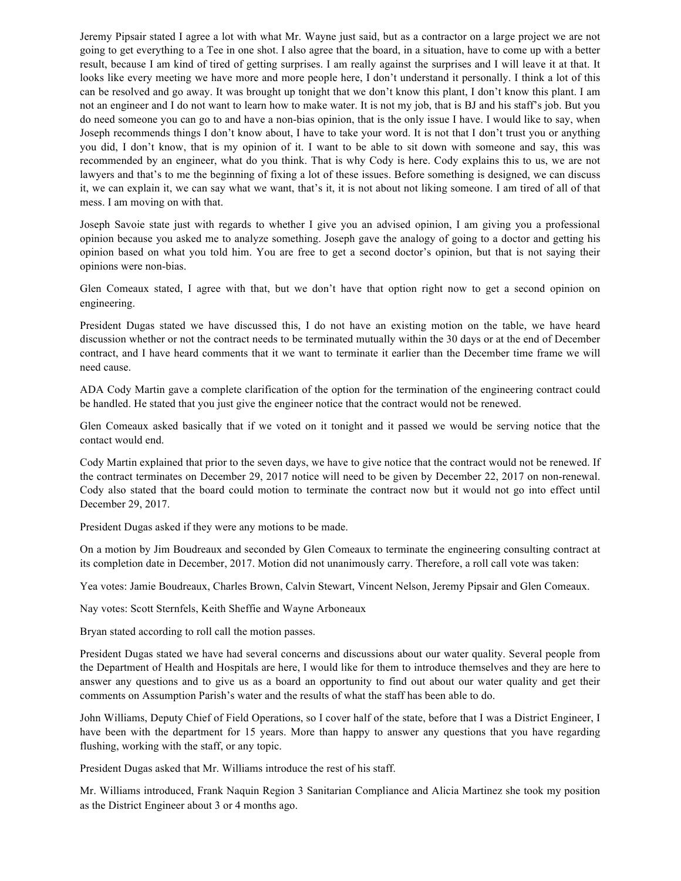Jeremy Pipsair stated I agree a lot with what Mr. Wayne just said, but as a contractor on a large project we are not going to get everything to a Tee in one shot. I also agree that the board, in a situation, have to come up with a better result, because I am kind of tired of getting surprises. I am really against the surprises and I will leave it at that. It looks like every meeting we have more and more people here, I don't understand it personally. I think a lot of this can be resolved and go away. It was brought up tonight that we don't know this plant, I don't know this plant. I am not an engineer and I do not want to learn how to make water. It is not my job, that is BJ and his staff's job. But you do need someone you can go to and have a non-bias opinion, that is the only issue I have. I would like to say, when Joseph recommends things I don't know about, I have to take your word. It is not that I don't trust you or anything you did, I don't know, that is my opinion of it. I want to be able to sit down with someone and say, this was recommended by an engineer, what do you think. That is why Cody is here. Cody explains this to us, we are not lawyers and that's to me the beginning of fixing a lot of these issues. Before something is designed, we can discuss it, we can explain it, we can say what we want, that's it, it is not about not liking someone. I am tired of all of that mess. I am moving on with that.

Joseph Savoie state just with regards to whether I give you an advised opinion, I am giving you a professional opinion because you asked me to analyze something. Joseph gave the analogy of going to a doctor and getting his opinion based on what you told him. You are free to get a second doctor's opinion, but that is not saying their opinions were non-bias.

Glen Comeaux stated, I agree with that, but we don't have that option right now to get a second opinion on engineering.

President Dugas stated we have discussed this, I do not have an existing motion on the table, we have heard discussion whether or not the contract needs to be terminated mutually within the 30 days or at the end of December contract, and I have heard comments that it we want to terminate it earlier than the December time frame we will need cause.

ADA Cody Martin gave a complete clarification of the option for the termination of the engineering contract could be handled. He stated that you just give the engineer notice that the contract would not be renewed.

Glen Comeaux asked basically that if we voted on it tonight and it passed we would be serving notice that the contact would end.

Cody Martin explained that prior to the seven days, we have to give notice that the contract would not be renewed. If the contract terminates on December 29, 2017 notice will need to be given by December 22, 2017 on non-renewal. Cody also stated that the board could motion to terminate the contract now but it would not go into effect until December 29, 2017.

President Dugas asked if they were any motions to be made.

On a motion by Jim Boudreaux and seconded by Glen Comeaux to terminate the engineering consulting contract at its completion date in December, 2017. Motion did not unanimously carry. Therefore, a roll call vote was taken:

Yea votes: Jamie Boudreaux, Charles Brown, Calvin Stewart, Vincent Nelson, Jeremy Pipsair and Glen Comeaux.

Nay votes: Scott Sternfels, Keith Sheffie and Wayne Arboneaux

Bryan stated according to roll call the motion passes.

President Dugas stated we have had several concerns and discussions about our water quality. Several people from the Department of Health and Hospitals are here, I would like for them to introduce themselves and they are here to answer any questions and to give us as a board an opportunity to find out about our water quality and get their comments on Assumption Parish's water and the results of what the staff has been able to do.

John Williams, Deputy Chief of Field Operations, so I cover half of the state, before that I was a District Engineer, I have been with the department for 15 years. More than happy to answer any questions that you have regarding flushing, working with the staff, or any topic.

President Dugas asked that Mr. Williams introduce the rest of his staff.

Mr. Williams introduced, Frank Naquin Region 3 Sanitarian Compliance and Alicia Martinez she took my position as the District Engineer about 3 or 4 months ago.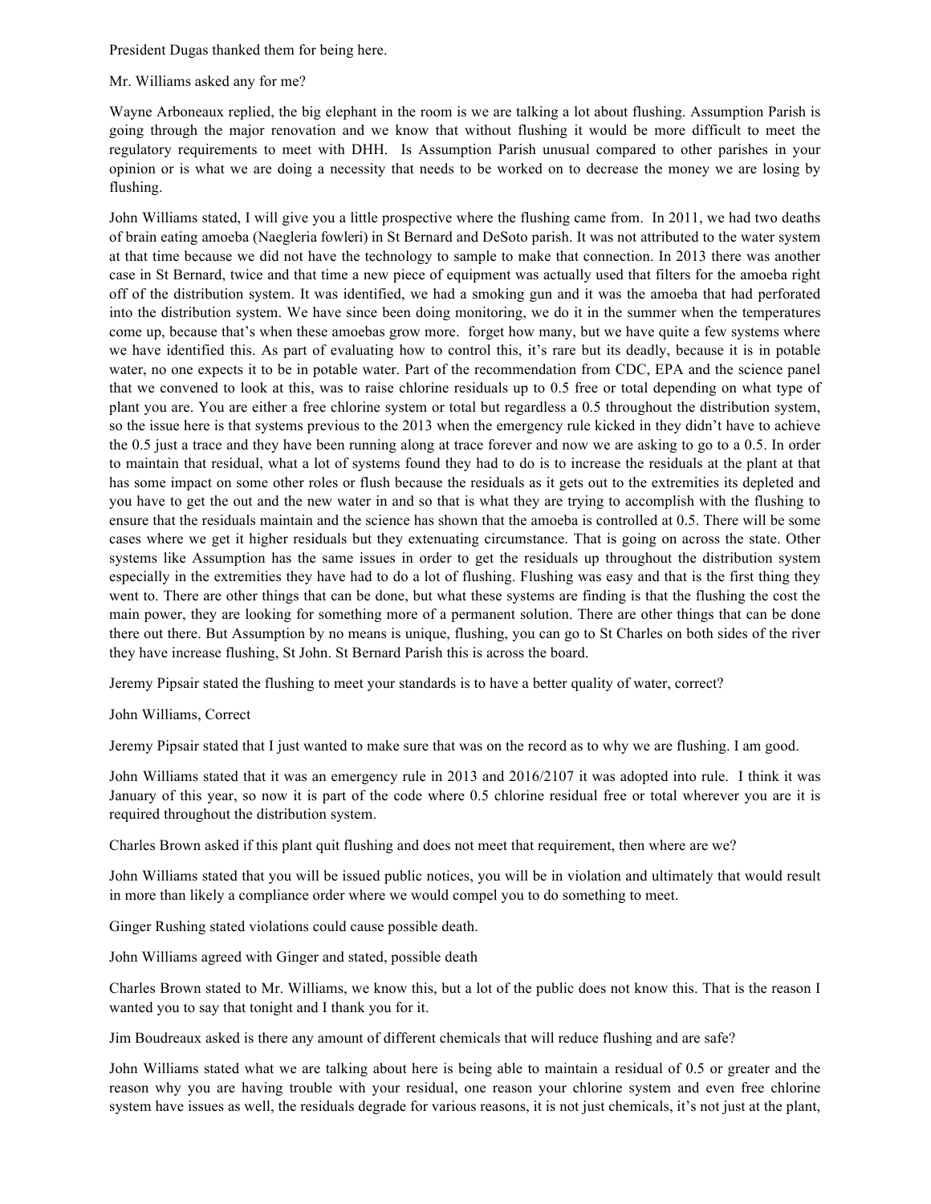President Dugas thanked them for being here.

Mr. Williams asked any for me?

Wayne Arboneaux replied, the big elephant in the room is we are talking a lot about flushing. Assumption Parish is going through the major renovation and we know that without flushing it would be more difficult to meet the regulatory requirements to meet with DHH. Is Assumption Parish unusual compared to other parishes in your opinion or is what we are doing a necessity that needs to be worked on to decrease the money we are losing by flushing.

John Williams stated, I will give you a little prospective where the flushing came from. In 2011, we had two deaths of brain eating amoeba (Naegleria fowleri) in St Bernard and DeSoto parish. It was not attributed to the water system at that time because we did not have the technology to sample to make that connection. In 2013 there was another case in St Bernard, twice and that time a new piece of equipment was actually used that filters for the amoeba right off of the distribution system. It was identified, we had a smoking gun and it was the amoeba that had perforated into the distribution system. We have since been doing monitoring, we do it in the summer when the temperatures come up, because that's when these amoebas grow more. forget how many, but we have quite a few systems where we have identified this. As part of evaluating how to control this, it's rare but its deadly, because it is in potable water, no one expects it to be in potable water. Part of the recommendation from CDC, EPA and the science panel that we convened to look at this, was to raise chlorine residuals up to 0.5 free or total depending on what type of plant you are. You are either a free chlorine system or total but regardless a 0.5 throughout the distribution system, so the issue here is that systems previous to the 2013 when the emergency rule kicked in they didn't have to achieve the 0.5 just a trace and they have been running along at trace forever and now we are asking to go to a 0.5. In order to maintain that residual, what a lot of systems found they had to do is to increase the residuals at the plant at that has some impact on some other roles or flush because the residuals as it gets out to the extremities its depleted and you have to get the out and the new water in and so that is what they are trying to accomplish with the flushing to ensure that the residuals maintain and the science has shown that the amoeba is controlled at 0.5. There will be some cases where we get it higher residuals but they extenuating circumstance. That is going on across the state. Other systems like Assumption has the same issues in order to get the residuals up throughout the distribution system especially in the extremities they have had to do a lot of flushing. Flushing was easy and that is the first thing they went to. There are other things that can be done, but what these systems are finding is that the flushing the cost the main power, they are looking for something more of a permanent solution. There are other things that can be done there out there. But Assumption by no means is unique, flushing, you can go to St Charles on both sides of the river they have increase flushing, St John. St Bernard Parish this is across the board.

Jeremy Pipsair stated the flushing to meet your standards is to have a better quality of water, correct?

John Williams, Correct

Jeremy Pipsair stated that I just wanted to make sure that was on the record as to why we are flushing. I am good.

John Williams stated that it was an emergency rule in 2013 and 2016/2107 it was adopted into rule. I think it was January of this year, so now it is part of the code where 0.5 chlorine residual free or total wherever you are it is required throughout the distribution system.

Charles Brown asked if this plant quit flushing and does not meet that requirement, then where are we?

John Williams stated that you will be issued public notices, you will be in violation and ultimately that would result in more than likely a compliance order where we would compel you to do something to meet.

Ginger Rushing stated violations could cause possible death.

John Williams agreed with Ginger and stated, possible death

Charles Brown stated to Mr. Williams, we know this, but a lot of the public does not know this. That is the reason I wanted you to say that tonight and I thank you for it.

Jim Boudreaux asked is there any amount of different chemicals that will reduce flushing and are safe?

John Williams stated what we are talking about here is being able to maintain a residual of 0.5 or greater and the reason why you are having trouble with your residual, one reason your chlorine system and even free chlorine system have issues as well, the residuals degrade for various reasons, it is not just chemicals, it's not just at the plant,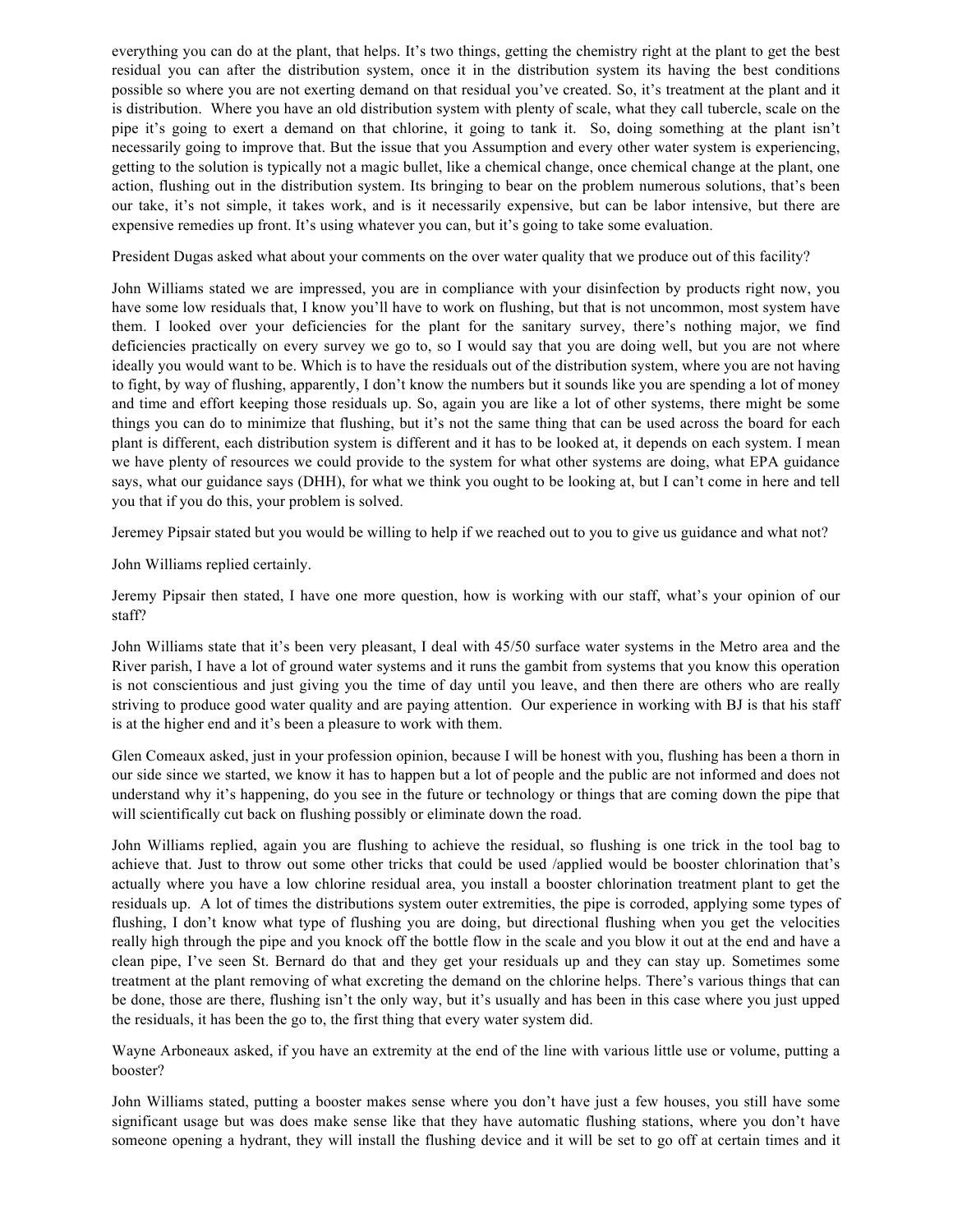everything you can do at the plant, that helps. It's two things, getting the chemistry right at the plant to get the best residual you can after the distribution system, once it in the distribution system its having the best conditions possible so where you are not exerting demand on that residual you've created. So, it's treatment at the plant and it is distribution. Where you have an old distribution system with plenty of scale, what they call tubercle, scale on the pipe it's going to exert a demand on that chlorine, it going to tank it. So, doing something at the plant isn't necessarily going to improve that. But the issue that you Assumption and every other water system is experiencing, getting to the solution is typically not a magic bullet, like a chemical change, once chemical change at the plant, one action, flushing out in the distribution system. Its bringing to bear on the problem numerous solutions, that's been our take, it's not simple, it takes work, and is it necessarily expensive, but can be labor intensive, but there are expensive remedies up front. It's using whatever you can, but it's going to take some evaluation.

President Dugas asked what about your comments on the over water quality that we produce out of this facility?

John Williams stated we are impressed, you are in compliance with your disinfection by products right now, you have some low residuals that, I know you'll have to work on flushing, but that is not uncommon, most system have them. I looked over your deficiencies for the plant for the sanitary survey, there's nothing major, we find deficiencies practically on every survey we go to, so I would say that you are doing well, but you are not where ideally you would want to be. Which is to have the residuals out of the distribution system, where you are not having to fight, by way of flushing, apparently, I don't know the numbers but it sounds like you are spending a lot of money and time and effort keeping those residuals up. So, again you are like a lot of other systems, there might be some things you can do to minimize that flushing, but it's not the same thing that can be used across the board for each plant is different, each distribution system is different and it has to be looked at, it depends on each system. I mean we have plenty of resources we could provide to the system for what other systems are doing, what EPA guidance says, what our guidance says (DHH), for what we think you ought to be looking at, but I can't come in here and tell you that if you do this, your problem is solved.

Jeremey Pipsair stated but you would be willing to help if we reached out to you to give us guidance and what not?

John Williams replied certainly.

Jeremy Pipsair then stated, I have one more question, how is working with our staff, what's your opinion of our staff?

John Williams state that it's been very pleasant, I deal with 45/50 surface water systems in the Metro area and the River parish, I have a lot of ground water systems and it runs the gambit from systems that you know this operation is not conscientious and just giving you the time of day until you leave, and then there are others who are really striving to produce good water quality and are paying attention. Our experience in working with BJ is that his staff is at the higher end and it's been a pleasure to work with them.

Glen Comeaux asked, just in your profession opinion, because I will be honest with you, flushing has been a thorn in our side since we started, we know it has to happen but a lot of people and the public are not informed and does not understand why it's happening, do you see in the future or technology or things that are coming down the pipe that will scientifically cut back on flushing possibly or eliminate down the road.

John Williams replied, again you are flushing to achieve the residual, so flushing is one trick in the tool bag to achieve that. Just to throw out some other tricks that could be used /applied would be booster chlorination that's actually where you have a low chlorine residual area, you install a booster chlorination treatment plant to get the residuals up. A lot of times the distributions system outer extremities, the pipe is corroded, applying some types of flushing, I don't know what type of flushing you are doing, but directional flushing when you get the velocities really high through the pipe and you knock off the bottle flow in the scale and you blow it out at the end and have a clean pipe, I've seen St. Bernard do that and they get your residuals up and they can stay up. Sometimes some treatment at the plant removing of what excreting the demand on the chlorine helps. There's various things that can be done, those are there, flushing isn't the only way, but it's usually and has been in this case where you just upped the residuals, it has been the go to, the first thing that every water system did.

Wayne Arboneaux asked, if you have an extremity at the end of the line with various little use or volume, putting a booster?

John Williams stated, putting a booster makes sense where you don't have just a few houses, you still have some significant usage but was does make sense like that they have automatic flushing stations, where you don't have someone opening a hydrant, they will install the flushing device and it will be set to go off at certain times and it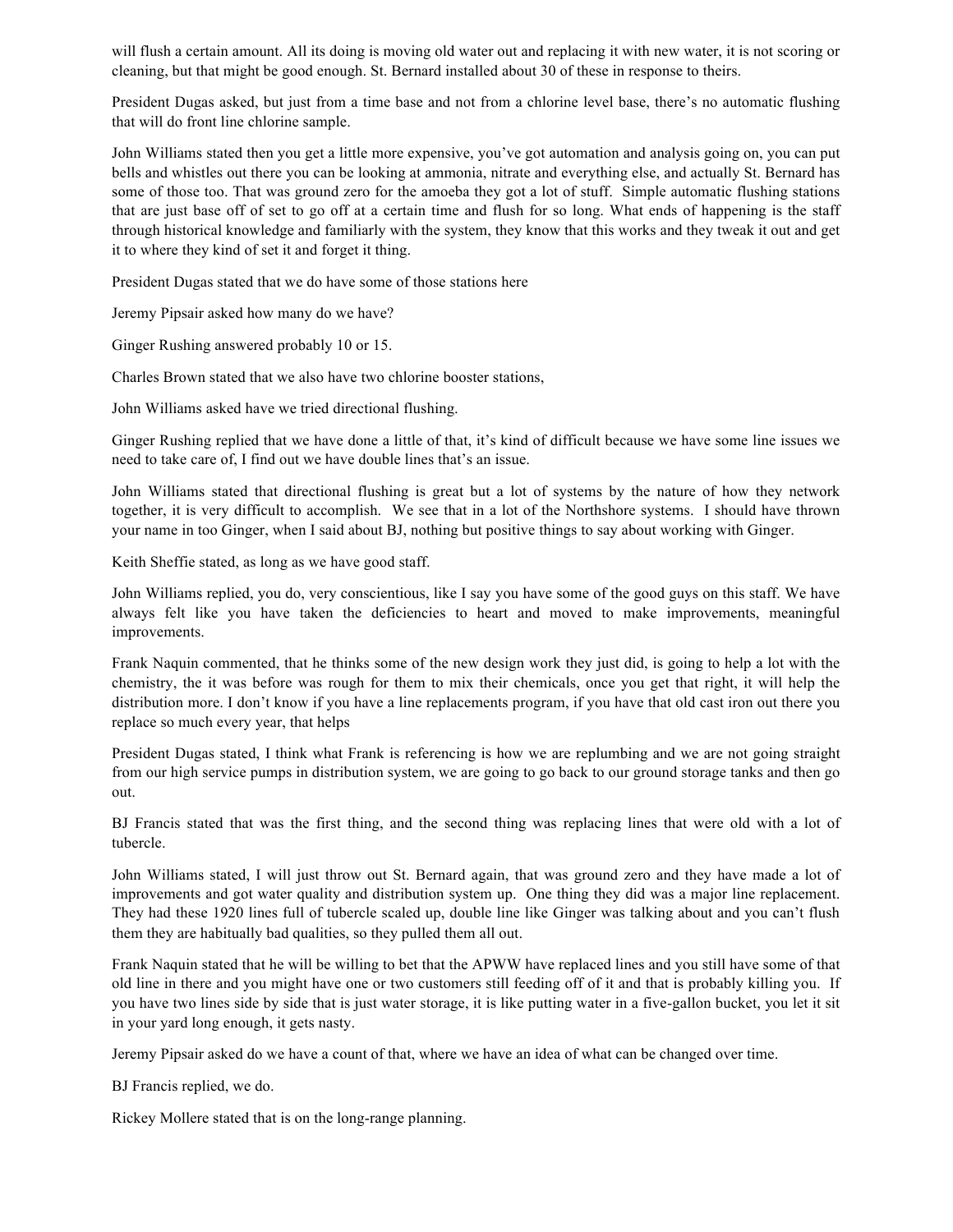will flush a certain amount. All its doing is moving old water out and replacing it with new water, it is not scoring or cleaning, but that might be good enough. St. Bernard installed about 30 of these in response to theirs.

President Dugas asked, but just from a time base and not from a chlorine level base, there's no automatic flushing that will do front line chlorine sample.

John Williams stated then you get a little more expensive, you've got automation and analysis going on, you can put bells and whistles out there you can be looking at ammonia, nitrate and everything else, and actually St. Bernard has some of those too. That was ground zero for the amoeba they got a lot of stuff. Simple automatic flushing stations that are just base off of set to go off at a certain time and flush for so long. What ends of happening is the staff through historical knowledge and familiarly with the system, they know that this works and they tweak it out and get it to where they kind of set it and forget it thing.

President Dugas stated that we do have some of those stations here

Jeremy Pipsair asked how many do we have?

Ginger Rushing answered probably 10 or 15.

Charles Brown stated that we also have two chlorine booster stations,

John Williams asked have we tried directional flushing.

Ginger Rushing replied that we have done a little of that, it's kind of difficult because we have some line issues we need to take care of, I find out we have double lines that's an issue.

John Williams stated that directional flushing is great but a lot of systems by the nature of how they network together, it is very difficult to accomplish. We see that in a lot of the Northshore systems. I should have thrown your name in too Ginger, when I said about BJ, nothing but positive things to say about working with Ginger.

Keith Sheffie stated, as long as we have good staff.

John Williams replied, you do, very conscientious, like I say you have some of the good guys on this staff. We have always felt like you have taken the deficiencies to heart and moved to make improvements, meaningful improvements.

Frank Naquin commented, that he thinks some of the new design work they just did, is going to help a lot with the chemistry, the it was before was rough for them to mix their chemicals, once you get that right, it will help the distribution more. I don't know if you have a line replacements program, if you have that old cast iron out there you replace so much every year, that helps

President Dugas stated, I think what Frank is referencing is how we are replumbing and we are not going straight from our high service pumps in distribution system, we are going to go back to our ground storage tanks and then go out.

BJ Francis stated that was the first thing, and the second thing was replacing lines that were old with a lot of tubercle.

John Williams stated, I will just throw out St. Bernard again, that was ground zero and they have made a lot of improvements and got water quality and distribution system up. One thing they did was a major line replacement. They had these 1920 lines full of tubercle scaled up, double line like Ginger was talking about and you can't flush them they are habitually bad qualities, so they pulled them all out.

Frank Naquin stated that he will be willing to bet that the APWW have replaced lines and you still have some of that old line in there and you might have one or two customers still feeding off of it and that is probably killing you. If you have two lines side by side that is just water storage, it is like putting water in a five-gallon bucket, you let it sit in your yard long enough, it gets nasty.

Jeremy Pipsair asked do we have a count of that, where we have an idea of what can be changed over time.

BJ Francis replied, we do.

Rickey Mollere stated that is on the long-range planning.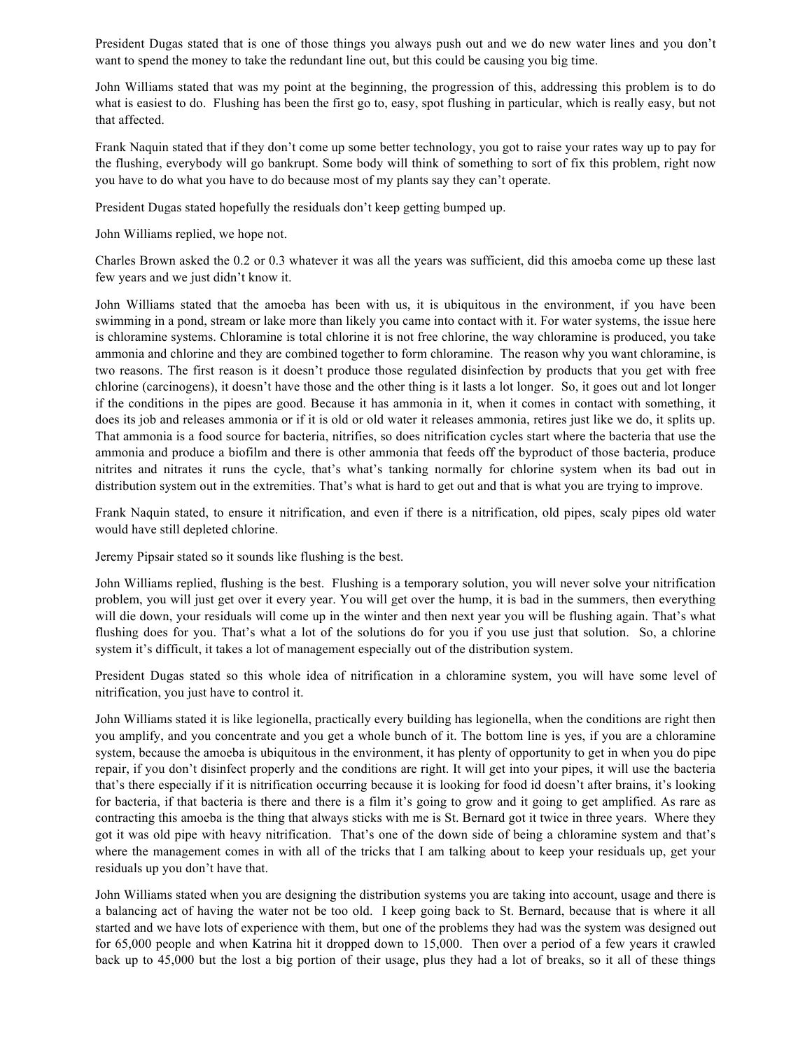President Dugas stated that is one of those things you always push out and we do new water lines and you don't want to spend the money to take the redundant line out, but this could be causing you big time.

John Williams stated that was my point at the beginning, the progression of this, addressing this problem is to do what is easiest to do. Flushing has been the first go to, easy, spot flushing in particular, which is really easy, but not that affected.

Frank Naquin stated that if they don't come up some better technology, you got to raise your rates way up to pay for the flushing, everybody will go bankrupt. Some body will think of something to sort of fix this problem, right now you have to do what you have to do because most of my plants say they can't operate.

President Dugas stated hopefully the residuals don't keep getting bumped up.

John Williams replied, we hope not.

Charles Brown asked the 0.2 or 0.3 whatever it was all the years was sufficient, did this amoeba come up these last few years and we just didn't know it.

John Williams stated that the amoeba has been with us, it is ubiquitous in the environment, if you have been swimming in a pond, stream or lake more than likely you came into contact with it. For water systems, the issue here is chloramine systems. Chloramine is total chlorine it is not free chlorine, the way chloramine is produced, you take ammonia and chlorine and they are combined together to form chloramine. The reason why you want chloramine, is two reasons. The first reason is it doesn't produce those regulated disinfection by products that you get with free chlorine (carcinogens), it doesn't have those and the other thing is it lasts a lot longer. So, it goes out and lot longer if the conditions in the pipes are good. Because it has ammonia in it, when it comes in contact with something, it does its job and releases ammonia or if it is old or old water it releases ammonia, retires just like we do, it splits up. That ammonia is a food source for bacteria, nitrifies, so does nitrification cycles start where the bacteria that use the ammonia and produce a biofilm and there is other ammonia that feeds off the byproduct of those bacteria, produce nitrites and nitrates it runs the cycle, that's what's tanking normally for chlorine system when its bad out in distribution system out in the extremities. That's what is hard to get out and that is what you are trying to improve.

Frank Naquin stated, to ensure it nitrification, and even if there is a nitrification, old pipes, scaly pipes old water would have still depleted chlorine.

Jeremy Pipsair stated so it sounds like flushing is the best.

John Williams replied, flushing is the best. Flushing is a temporary solution, you will never solve your nitrification problem, you will just get over it every year. You will get over the hump, it is bad in the summers, then everything will die down, your residuals will come up in the winter and then next year you will be flushing again. That's what flushing does for you. That's what a lot of the solutions do for you if you use just that solution. So, a chlorine system it's difficult, it takes a lot of management especially out of the distribution system.

President Dugas stated so this whole idea of nitrification in a chloramine system, you will have some level of nitrification, you just have to control it.

John Williams stated it is like legionella, practically every building has legionella, when the conditions are right then you amplify, and you concentrate and you get a whole bunch of it. The bottom line is yes, if you are a chloramine system, because the amoeba is ubiquitous in the environment, it has plenty of opportunity to get in when you do pipe repair, if you don't disinfect properly and the conditions are right. It will get into your pipes, it will use the bacteria that's there especially if it is nitrification occurring because it is looking for food id doesn't after brains, it's looking for bacteria, if that bacteria is there and there is a film it's going to grow and it going to get amplified. As rare as contracting this amoeba is the thing that always sticks with me is St. Bernard got it twice in three years. Where they got it was old pipe with heavy nitrification. That's one of the down side of being a chloramine system and that's where the management comes in with all of the tricks that I am talking about to keep your residuals up, get your residuals up you don't have that.

John Williams stated when you are designing the distribution systems you are taking into account, usage and there is a balancing act of having the water not be too old. I keep going back to St. Bernard, because that is where it all started and we have lots of experience with them, but one of the problems they had was the system was designed out for 65,000 people and when Katrina hit it dropped down to 15,000. Then over a period of a few years it crawled back up to 45,000 but the lost a big portion of their usage, plus they had a lot of breaks, so it all of these things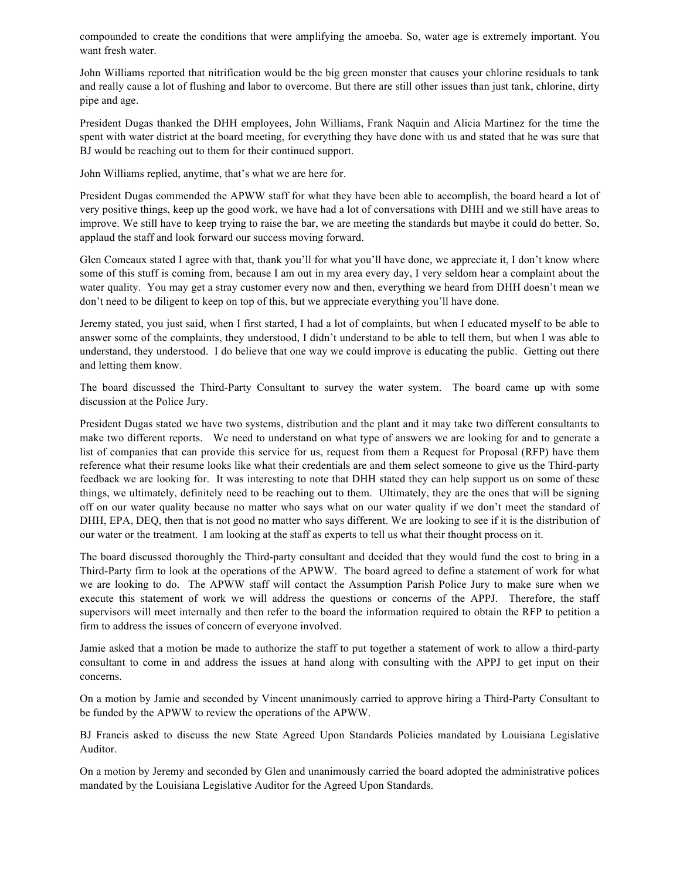compounded to create the conditions that were amplifying the amoeba. So, water age is extremely important. You want fresh water.

John Williams reported that nitrification would be the big green monster that causes your chlorine residuals to tank and really cause a lot of flushing and labor to overcome. But there are still other issues than just tank, chlorine, dirty pipe and age.

President Dugas thanked the DHH employees, John Williams, Frank Naquin and Alicia Martinez for the time the spent with water district at the board meeting, for everything they have done with us and stated that he was sure that BJ would be reaching out to them for their continued support.

John Williams replied, anytime, that's what we are here for.

President Dugas commended the APWW staff for what they have been able to accomplish, the board heard a lot of very positive things, keep up the good work, we have had a lot of conversations with DHH and we still have areas to improve. We still have to keep trying to raise the bar, we are meeting the standards but maybe it could do better. So, applaud the staff and look forward our success moving forward.

Glen Comeaux stated I agree with that, thank you'll for what you'll have done, we appreciate it, I don't know where some of this stuff is coming from, because I am out in my area every day, I very seldom hear a complaint about the water quality. You may get a stray customer every now and then, everything we heard from DHH doesn't mean we don't need to be diligent to keep on top of this, but we appreciate everything you'll have done.

Jeremy stated, you just said, when I first started, I had a lot of complaints, but when I educated myself to be able to answer some of the complaints, they understood, I didn't understand to be able to tell them, but when I was able to understand, they understood. I do believe that one way we could improve is educating the public. Getting out there and letting them know.

The board discussed the Third-Party Consultant to survey the water system. The board came up with some discussion at the Police Jury.

President Dugas stated we have two systems, distribution and the plant and it may take two different consultants to make two different reports. We need to understand on what type of answers we are looking for and to generate a list of companies that can provide this service for us, request from them a Request for Proposal (RFP) have them reference what their resume looks like what their credentials are and them select someone to give us the Third-party feedback we are looking for. It was interesting to note that DHH stated they can help support us on some of these things, we ultimately, definitely need to be reaching out to them. Ultimately, they are the ones that will be signing off on our water quality because no matter who says what on our water quality if we don't meet the standard of DHH, EPA, DEQ, then that is not good no matter who says different. We are looking to see if it is the distribution of our water or the treatment. I am looking at the staff as experts to tell us what their thought process on it.

The board discussed thoroughly the Third-party consultant and decided that they would fund the cost to bring in a Third-Party firm to look at the operations of the APWW. The board agreed to define a statement of work for what we are looking to do. The APWW staff will contact the Assumption Parish Police Jury to make sure when we execute this statement of work we will address the questions or concerns of the APPJ. Therefore, the staff supervisors will meet internally and then refer to the board the information required to obtain the RFP to petition a firm to address the issues of concern of everyone involved.

Jamie asked that a motion be made to authorize the staff to put together a statement of work to allow a third-party consultant to come in and address the issues at hand along with consulting with the APPJ to get input on their concerns.

On a motion by Jamie and seconded by Vincent unanimously carried to approve hiring a Third-Party Consultant to be funded by the APWW to review the operations of the APWW.

BJ Francis asked to discuss the new State Agreed Upon Standards Policies mandated by Louisiana Legislative Auditor.

On a motion by Jeremy and seconded by Glen and unanimously carried the board adopted the administrative polices mandated by the Louisiana Legislative Auditor for the Agreed Upon Standards.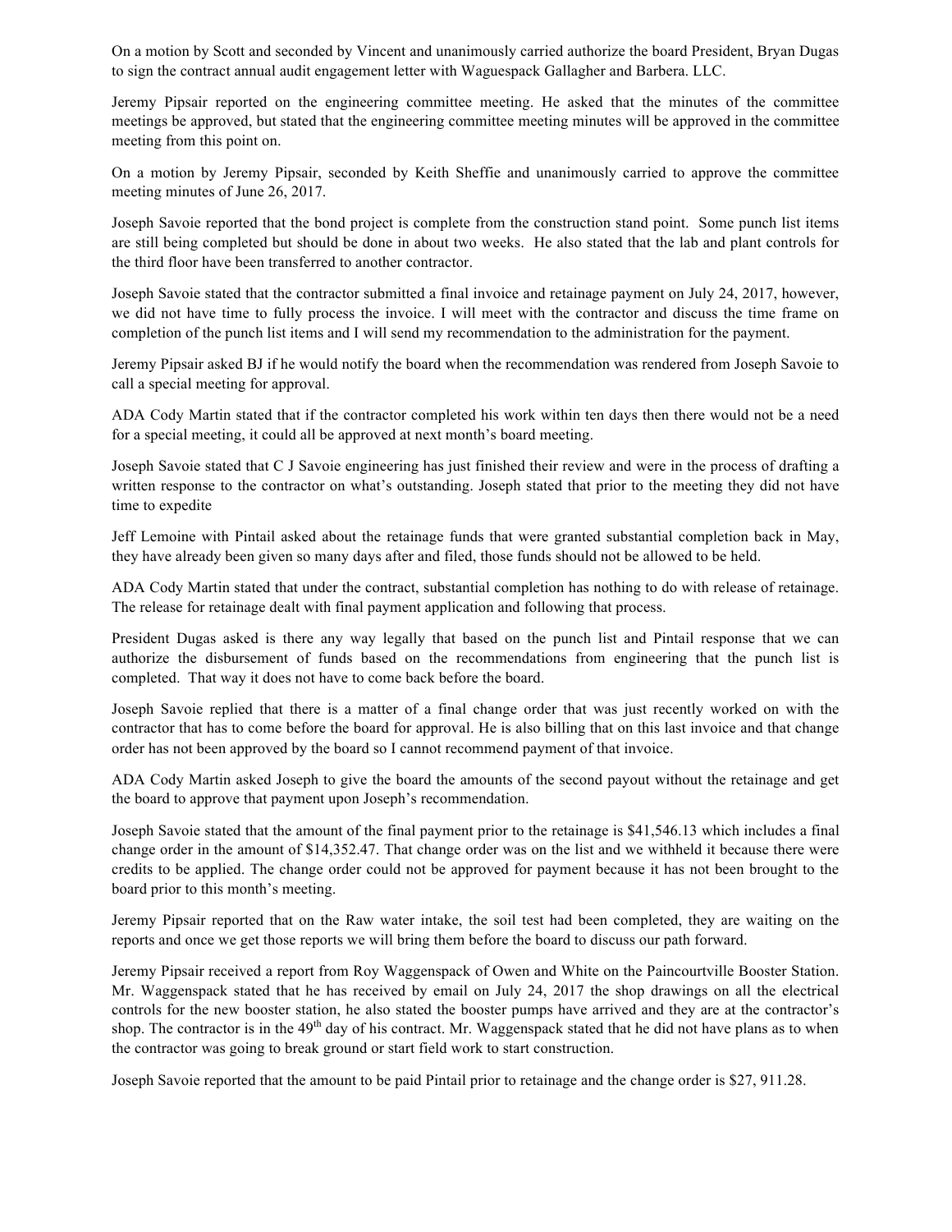On a motion by Scott and seconded by Vincent and unanimously carried authorize the board President, Bryan Dugas to sign the contract annual audit engagement letter with Waguespack Gallagher and Barbera. LLC.

Jeremy Pipsair reported on the engineering committee meeting. He asked that the minutes of the committee meetings be approved, but stated that the engineering committee meeting minutes will be approved in the committee meeting from this point on.

On a motion by Jeremy Pipsair, seconded by Keith Sheffie and unanimously carried to approve the committee meeting minutes of June 26, 2017.

Joseph Savoie reported that the bond project is complete from the construction stand point. Some punch list items are still being completed but should be done in about two weeks. He also stated that the lab and plant controls for the third floor have been transferred to another contractor.

Joseph Savoie stated that the contractor submitted a final invoice and retainage payment on July 24, 2017, however, we did not have time to fully process the invoice. I will meet with the contractor and discuss the time frame on completion of the punch list items and I will send my recommendation to the administration for the payment.

Jeremy Pipsair asked BJ if he would notify the board when the recommendation was rendered from Joseph Savoie to call a special meeting for approval.

ADA Cody Martin stated that if the contractor completed his work within ten days then there would not be a need for a special meeting, it could all be approved at next month's board meeting.

Joseph Savoie stated that C J Savoie engineering has just finished their review and were in the process of drafting a written response to the contractor on what's outstanding. Joseph stated that prior to the meeting they did not have time to expedite

Jeff Lemoine with Pintail asked about the retainage funds that were granted substantial completion back in May, they have already been given so many days after and filed, those funds should not be allowed to be held.

ADA Cody Martin stated that under the contract, substantial completion has nothing to do with release of retainage. The release for retainage dealt with final payment application and following that process.

President Dugas asked is there any way legally that based on the punch list and Pintail response that we can authorize the disbursement of funds based on the recommendations from engineering that the punch list is completed. That way it does not have to come back before the board.

Joseph Savoie replied that there is a matter of a final change order that was just recently worked on with the contractor that has to come before the board for approval. He is also billing that on this last invoice and that change order has not been approved by the board so I cannot recommend payment of that invoice.

ADA Cody Martin asked Joseph to give the board the amounts of the second payout without the retainage and get the board to approve that payment upon Joseph's recommendation.

Joseph Savoie stated that the amount of the final payment prior to the retainage is $41,546.13 which includes a final change order in the amount of $14,352.47. That change order was on the list and we withheld it because there were credits to be applied. The change order could not be approved for payment because it has not been brought to the board prior to this month's meeting.

Jeremy Pipsair reported that on the Raw water intake, the soil test had been completed, they are waiting on the reports and once we get those reports we will bring them before the board to discuss our path forward.

Jeremy Pipsair received a report from Roy Waggenspack of Owen and White on the Paincourtville Booster Station. Mr. Waggenspack stated that he has received by email on July 24, 2017 the shop drawings on all the electrical controls for the new booster station, he also stated the booster pumps have arrived and they are at the contractor's shop. The contractor is in the 49th day of his contract. Mr. Waggenspack stated that he did not have plans as to when the contractor was going to break ground or start field work to start construction.

Joseph Savoie reported that the amount to be paid Pintail prior to retainage and the change order is $27, 911.28.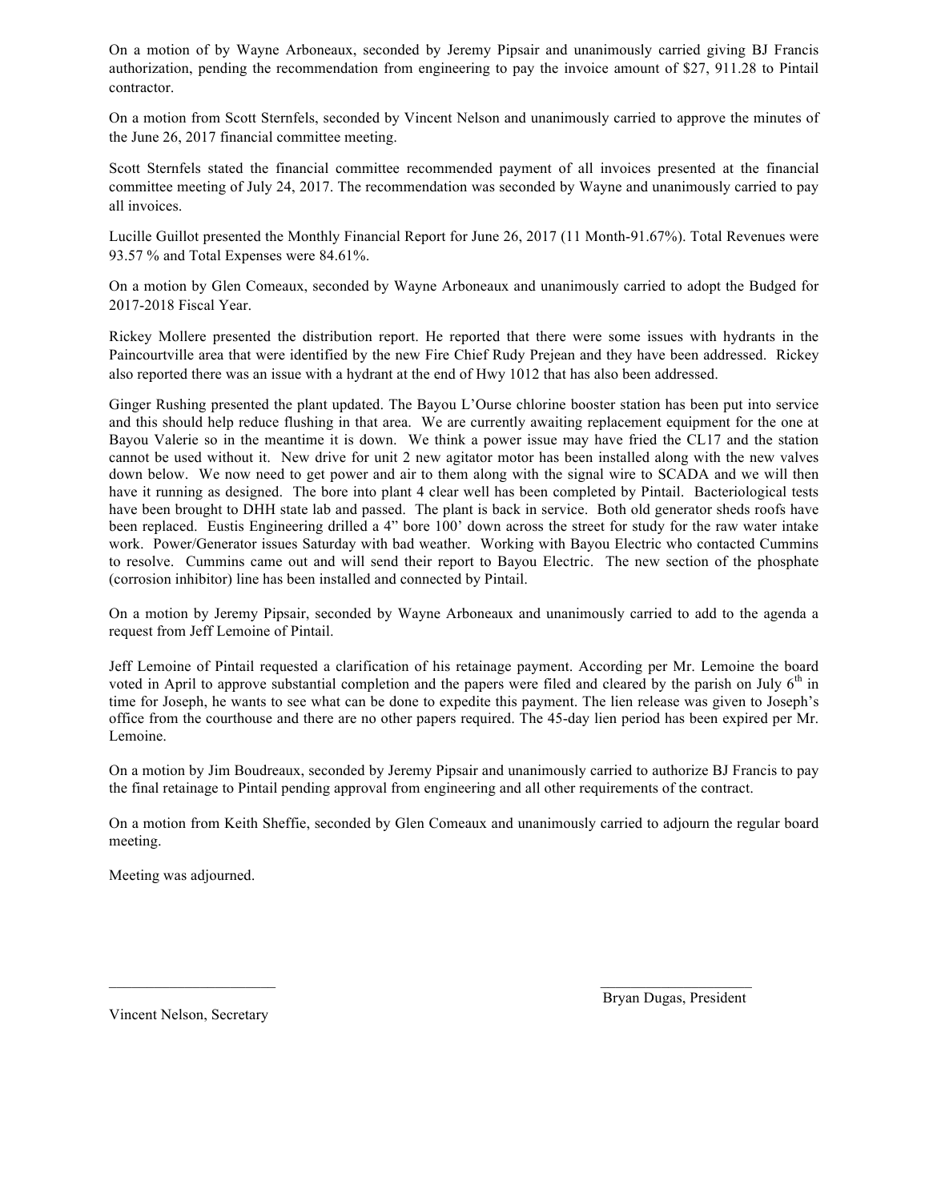On a motion of by Wayne Arboneaux, seconded by Jeremy Pipsair and unanimously carried giving BJ Francis authorization, pending the recommendation from engineering to pay the invoice amount of $27, 911.28 to Pintail contractor.

On a motion from Scott Sternfels, seconded by Vincent Nelson and unanimously carried to approve the minutes of the June 26, 2017 financial committee meeting.

Scott Sternfels stated the financial committee recommended payment of all invoices presented at the financial committee meeting of July 24, 2017. The recommendation was seconded by Wayne and unanimously carried to pay all invoices.

Lucille Guillot presented the Monthly Financial Report for June 26, 2017 (11 Month-91.67%). Total Revenues were 93.57 % and Total Expenses were 84.61%.

On a motion by Glen Comeaux, seconded by Wayne Arboneaux and unanimously carried to adopt the Budged for 2017-2018 Fiscal Year.

Rickey Mollere presented the distribution report. He reported that there were some issues with hydrants in the Paincourtville area that were identified by the new Fire Chief Rudy Prejean and they have been addressed. Rickey also reported there was an issue with a hydrant at the end of Hwy 1012 that has also been addressed.

Ginger Rushing presented the plant updated. The Bayou L'Ourse chlorine booster station has been put into service and this should help reduce flushing in that area. We are currently awaiting replacement equipment for the one at Bayou Valerie so in the meantime it is down. We think a power issue may have fried the CL17 and the station cannot be used without it. New drive for unit 2 new agitator motor has been installed along with the new valves down below. We now need to get power and air to them along with the signal wire to SCADA and we will then have it running as designed. The bore into plant 4 clear well has been completed by Pintail. Bacteriological tests have been brought to DHH state lab and passed. The plant is back in service. Both old generator sheds roofs have been replaced. Eustis Engineering drilled a 4" bore 100' down across the street for study for the raw water intake work. Power/Generator issues Saturday with bad weather. Working with Bayou Electric who contacted Cummins to resolve. Cummins came out and will send their report to Bayou Electric. The new section of the phosphate (corrosion inhibitor) line has been installed and connected by Pintail.

On a motion by Jeremy Pipsair, seconded by Wayne Arboneaux and unanimously carried to add to the agenda a request from Jeff Lemoine of Pintail.

Jeff Lemoine of Pintail requested a clarification of his retainage payment. According per Mr. Lemoine the board voted in April to approve substantial completion and the papers were filed and cleared by the parish on July 6th in time for Joseph, he wants to see what can be done to expedite this payment. The lien release was given to Joseph's office from the courthouse and there are no other papers required. The 45-day lien period has been expired per Mr. Lemoine.

On a motion by Jim Boudreaux, seconded by Jeremy Pipsair and unanimously carried to authorize BJ Francis to pay the final retainage to Pintail pending approval from engineering and all other requirements of the contract.

On a motion from Keith Sheffie, seconded by Glen Comeaux and unanimously carried to adjourn the regular board meeting.

Meeting was adjourned.

______________________ ______________________

Vincent Nelson, Secretary

Bryan Dugas, President